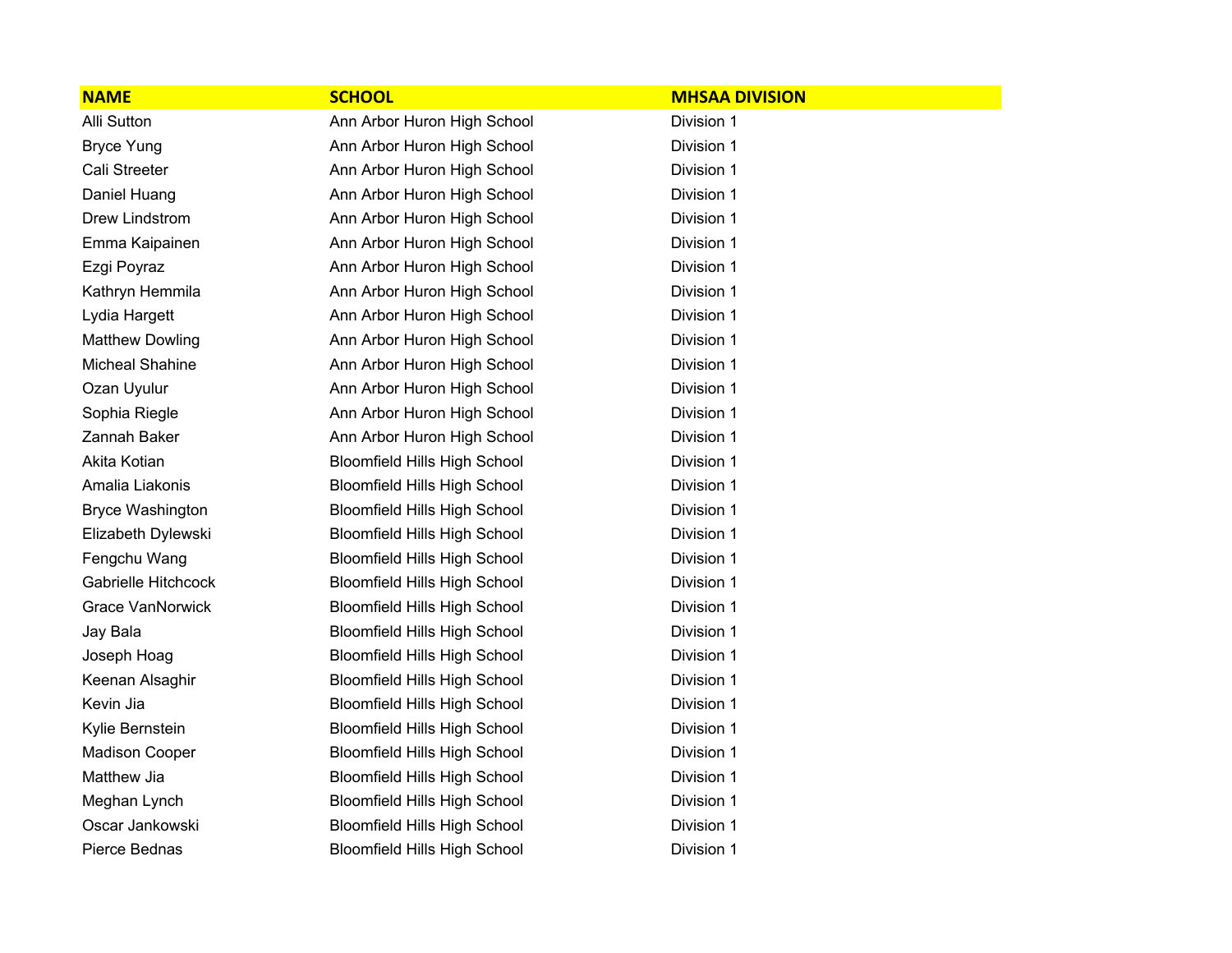| NAME | SCHOOL | MHSAA DIVISION |
| --- | --- | --- |
| Alli Sutton | Ann Arbor Huron High School | Division 1 |
| Bryce Yung | Ann Arbor Huron High School | Division 1 |
| Cali Streeter | Ann Arbor Huron High School | Division 1 |
| Daniel Huang | Ann Arbor Huron High School | Division 1 |
| Drew Lindstrom | Ann Arbor Huron High School | Division 1 |
| Emma Kaipainen | Ann Arbor Huron High School | Division 1 |
| Ezgi Poyraz | Ann Arbor Huron High School | Division 1 |
| Kathryn Hemmila | Ann Arbor Huron High School | Division 1 |
| Lydia Hargett | Ann Arbor Huron High School | Division 1 |
| Matthew Dowling | Ann Arbor Huron High School | Division 1 |
| Micheal Shahine | Ann Arbor Huron High School | Division 1 |
| Ozan Uyulur | Ann Arbor Huron High School | Division 1 |
| Sophia Riegle | Ann Arbor Huron High School | Division 1 |
| Zannah Baker | Ann Arbor Huron High School | Division 1 |
| Akita Kotian | Bloomfield Hills High School | Division 1 |
| Amalia Liakonis | Bloomfield Hills High School | Division 1 |
| Bryce Washington | Bloomfield Hills High School | Division 1 |
| Elizabeth Dylewski | Bloomfield Hills High School | Division 1 |
| Fengchu Wang | Bloomfield Hills High School | Division 1 |
| Gabrielle Hitchcock | Bloomfield Hills High School | Division 1 |
| Grace VanNorwick | Bloomfield Hills High School | Division 1 |
| Jay Bala | Bloomfield Hills High School | Division 1 |
| Joseph Hoag | Bloomfield Hills High School | Division 1 |
| Keenan Alsaghir | Bloomfield Hills High School | Division 1 |
| Kevin Jia | Bloomfield Hills High School | Division 1 |
| Kylie Bernstein | Bloomfield Hills High School | Division 1 |
| Madison Cooper | Bloomfield Hills High School | Division 1 |
| Matthew Jia | Bloomfield Hills High School | Division 1 |
| Meghan Lynch | Bloomfield Hills High School | Division 1 |
| Oscar Jankowski | Bloomfield Hills High School | Division 1 |
| Pierce Bednas | Bloomfield Hills High School | Division 1 |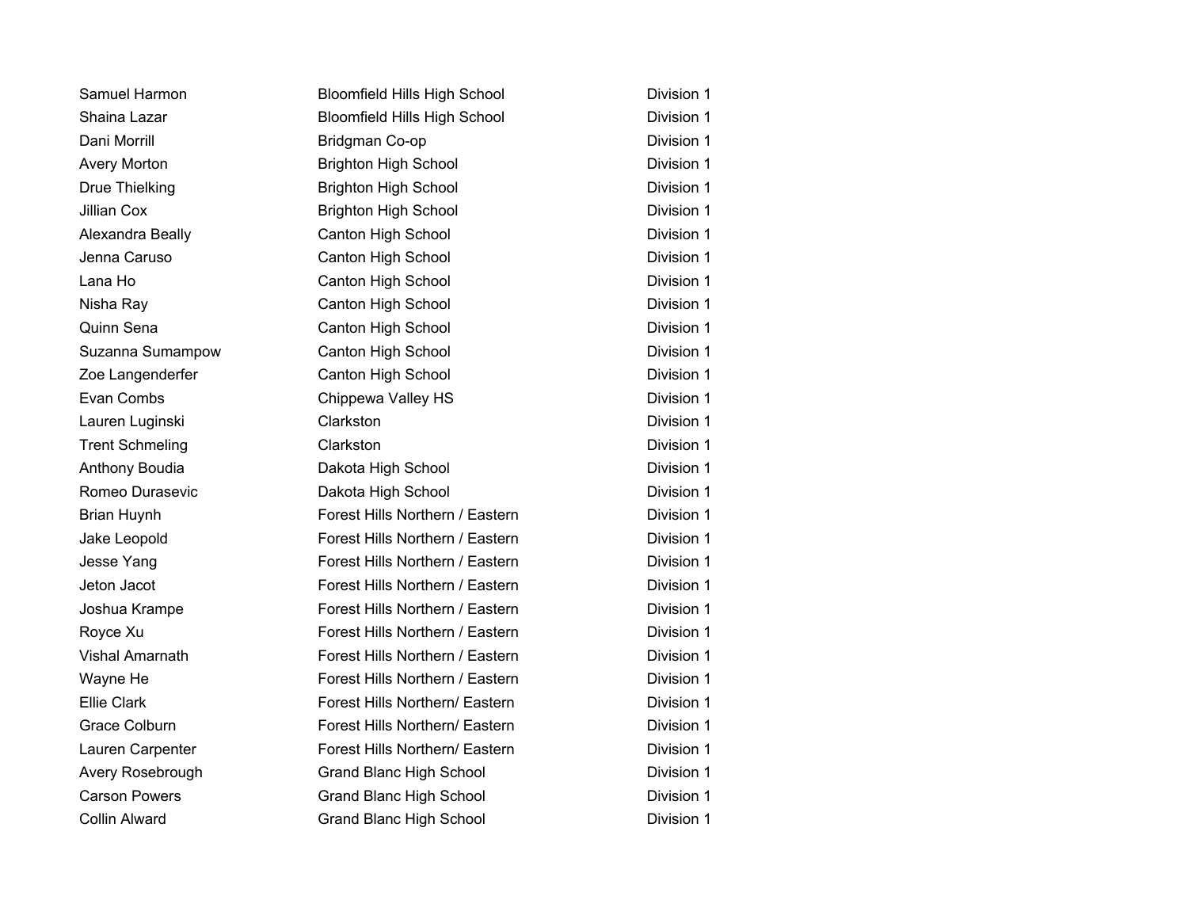| | | |
|---|---|---|
| Samuel Harmon | Bloomfield Hills High School | Division 1 |
| Shaina Lazar | Bloomfield Hills High School | Division 1 |
| Dani Morrill | Bridgman Co-op | Division 1 |
| Avery Morton | Brighton High School | Division 1 |
| Drue Thielking | Brighton High School | Division 1 |
| Jillian Cox | Brighton High School | Division 1 |
| Alexandra Beally | Canton High School | Division 1 |
| Jenna Caruso | Canton High School | Division 1 |
| Lana Ho | Canton High School | Division 1 |
| Nisha Ray | Canton High School | Division 1 |
| Quinn Sena | Canton High School | Division 1 |
| Suzanna Sumampow | Canton High School | Division 1 |
| Zoe Langenderfer | Canton High School | Division 1 |
| Evan Combs | Chippewa Valley HS | Division 1 |
| Lauren Luginski | Clarkston | Division 1 |
| Trent Schmeling | Clarkston | Division 1 |
| Anthony Boudia | Dakota High School | Division 1 |
| Romeo Durasevic | Dakota High School | Division 1 |
| Brian Huynh | Forest Hills Northern / Eastern | Division 1 |
| Jake Leopold | Forest Hills Northern / Eastern | Division 1 |
| Jesse Yang | Forest Hills Northern / Eastern | Division 1 |
| Jeton Jacot | Forest Hills Northern / Eastern | Division 1 |
| Joshua Krampe | Forest Hills Northern / Eastern | Division 1 |
| Royce Xu | Forest Hills Northern / Eastern | Division 1 |
| Vishal Amarnath | Forest Hills Northern / Eastern | Division 1 |
| Wayne He | Forest Hills Northern / Eastern | Division 1 |
| Ellie Clark | Forest Hills Northern/ Eastern | Division 1 |
| Grace Colburn | Forest Hills Northern/ Eastern | Division 1 |
| Lauren Carpenter | Forest Hills Northern/ Eastern | Division 1 |
| Avery Rosebrough | Grand Blanc High School | Division 1 |
| Carson Powers | Grand Blanc High School | Division 1 |
| Collin Alward | Grand Blanc High School | Division 1 |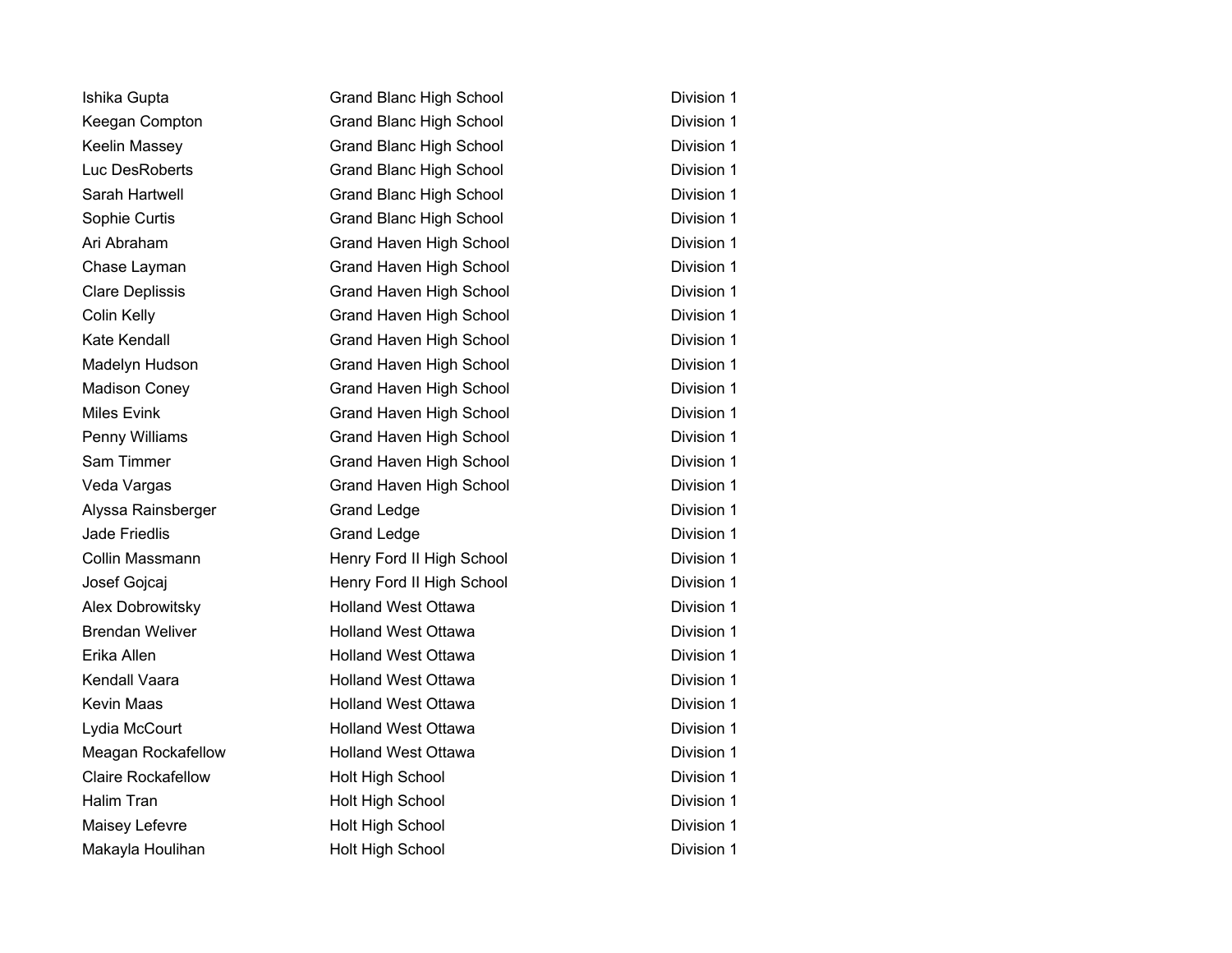| | | |
|---|---|---|
| Ishika Gupta | Grand Blanc High School | Division 1 |
| Keegan Compton | Grand Blanc High School | Division 1 |
| Keelin Massey | Grand Blanc High School | Division 1 |
| Luc DesRoberts | Grand Blanc High School | Division 1 |
| Sarah Hartwell | Grand Blanc High School | Division 1 |
| Sophie Curtis | Grand Blanc High School | Division 1 |
| Ari Abraham | Grand Haven High School | Division 1 |
| Chase Layman | Grand Haven High School | Division 1 |
| Clare Deplissis | Grand Haven High School | Division 1 |
| Colin Kelly | Grand Haven High School | Division 1 |
| Kate Kendall | Grand Haven High School | Division 1 |
| Madelyn Hudson | Grand Haven High School | Division 1 |
| Madison Coney | Grand Haven High School | Division 1 |
| Miles Evink | Grand Haven High School | Division 1 |
| Penny Williams | Grand Haven High School | Division 1 |
| Sam Timmer | Grand Haven High School | Division 1 |
| Veda Vargas | Grand Haven High School | Division 1 |
| Alyssa Rainsberger | Grand Ledge | Division 1 |
| Jade Friedlis | Grand Ledge | Division 1 |
| Collin Massmann | Henry Ford II High School | Division 1 |
| Josef Gojcaj | Henry Ford II High School | Division 1 |
| Alex Dobrowitsky | Holland West Ottawa | Division 1 |
| Brendan Weliver | Holland West Ottawa | Division 1 |
| Erika Allen | Holland West Ottawa | Division 1 |
| Kendall Vaara | Holland West Ottawa | Division 1 |
| Kevin Maas | Holland West Ottawa | Division 1 |
| Lydia McCourt | Holland West Ottawa | Division 1 |
| Meagan Rockafellow | Holland West Ottawa | Division 1 |
| Claire Rockafellow | Holt High School | Division 1 |
| Halim Tran | Holt High School | Division 1 |
| Maisey Lefevre | Holt High School | Division 1 |
| Makayla Houlihan | Holt High School | Division 1 |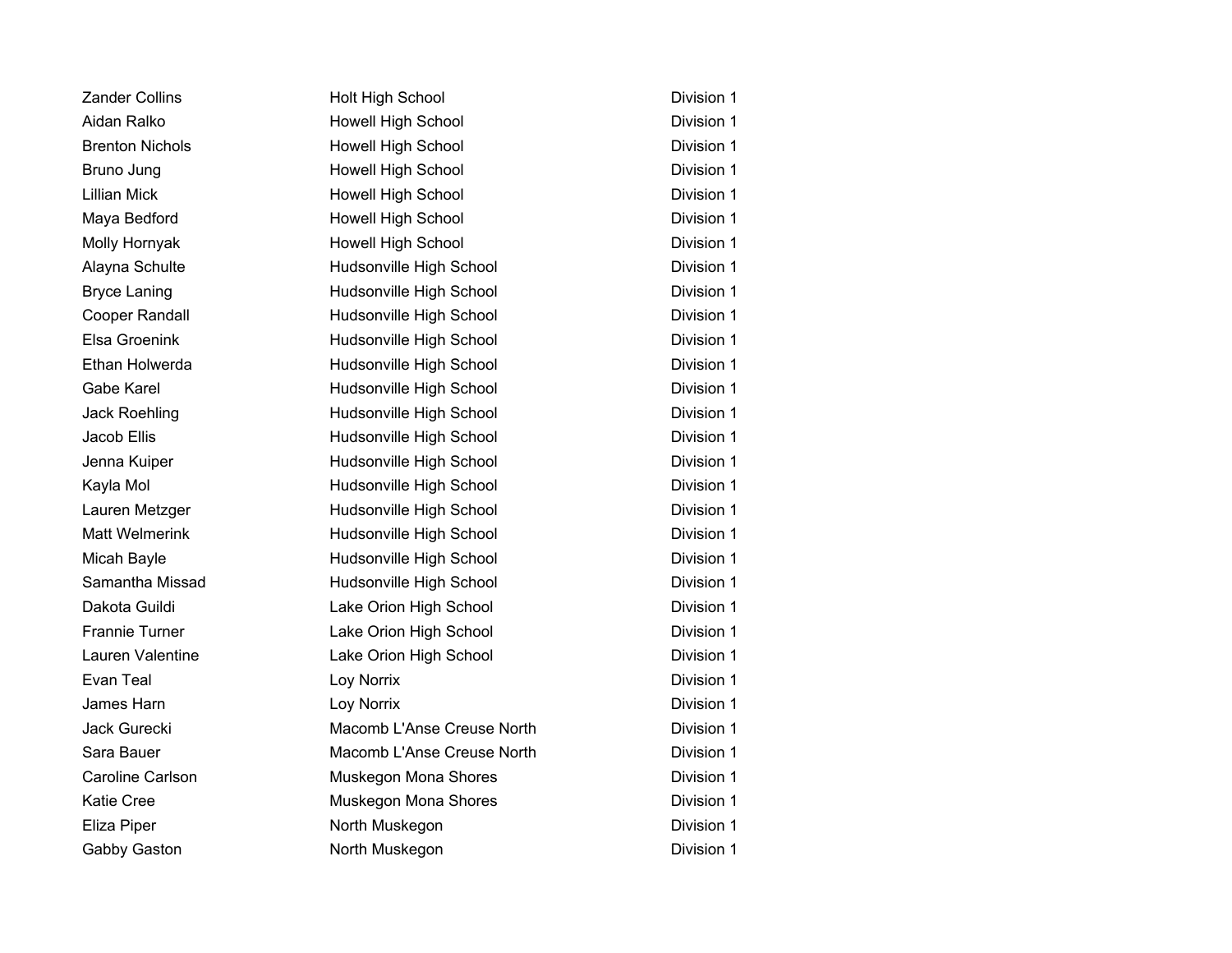| | | |
|---|---|---|
| Zander Collins | Holt High School | Division 1 |
| Aidan Ralko | Howell High School | Division 1 |
| Brenton Nichols | Howell High School | Division 1 |
| Bruno Jung | Howell High School | Division 1 |
| Lillian Mick | Howell High School | Division 1 |
| Maya Bedford | Howell High School | Division 1 |
| Molly Hornyak | Howell High School | Division 1 |
| Alayna Schulte | Hudsonville High School | Division 1 |
| Bryce Laning | Hudsonville High School | Division 1 |
| Cooper Randall | Hudsonville High School | Division 1 |
| Elsa Groenink | Hudsonville High School | Division 1 |
| Ethan Holwerda | Hudsonville High School | Division 1 |
| Gabe Karel | Hudsonville High School | Division 1 |
| Jack Roehling | Hudsonville High School | Division 1 |
| Jacob Ellis | Hudsonville High School | Division 1 |
| Jenna Kuiper | Hudsonville High School | Division 1 |
| Kayla Mol | Hudsonville High School | Division 1 |
| Lauren Metzger | Hudsonville High School | Division 1 |
| Matt Welmerink | Hudsonville High School | Division 1 |
| Micah Bayle | Hudsonville High School | Division 1 |
| Samantha Missad | Hudsonville High School | Division 1 |
| Dakota Guildi | Lake Orion High School | Division 1 |
| Frannie Turner | Lake Orion High School | Division 1 |
| Lauren Valentine | Lake Orion High School | Division 1 |
| Evan Teal | Loy Norrix | Division 1 |
| James Harn | Loy Norrix | Division 1 |
| Jack Gurecki | Macomb L'Anse Creuse North | Division 1 |
| Sara Bauer | Macomb L'Anse Creuse North | Division 1 |
| Caroline Carlson | Muskegon Mona Shores | Division 1 |
| Katie Cree | Muskegon Mona Shores | Division 1 |
| Eliza Piper | North Muskegon | Division 1 |
| Gabby Gaston | North Muskegon | Division 1 |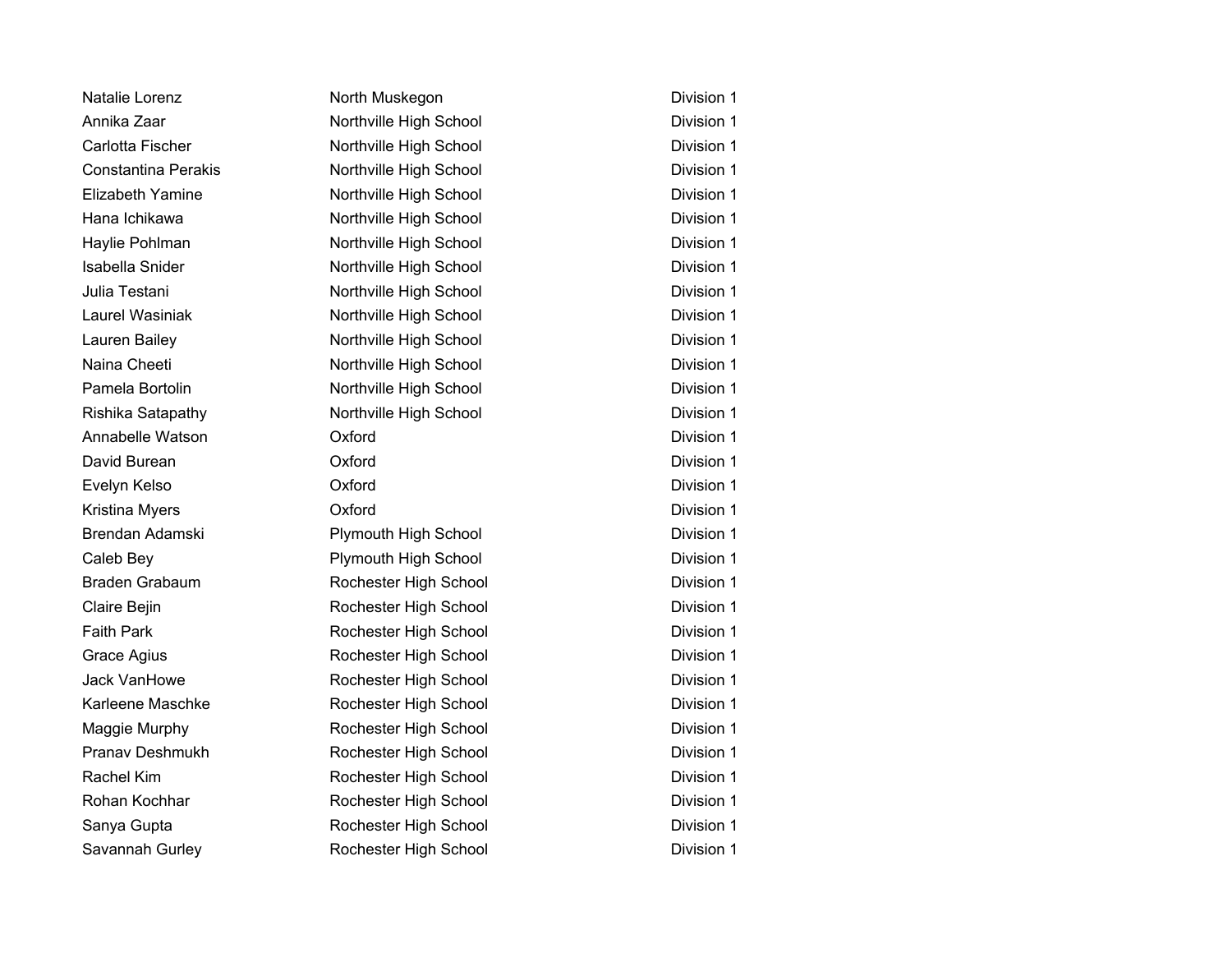| | | |
|---|---|---|
| Natalie Lorenz | North Muskegon | Division 1 |
| Annika Zaar | Northville High School | Division 1 |
| Carlotta Fischer | Northville High School | Division 1 |
| Constantina Perakis | Northville High School | Division 1 |
| Elizabeth Yamine | Northville High School | Division 1 |
| Hana Ichikawa | Northville High School | Division 1 |
| Haylie Pohlman | Northville High School | Division 1 |
| Isabella Snider | Northville High School | Division 1 |
| Julia Testani | Northville High School | Division 1 |
| Laurel Wasiniak | Northville High School | Division 1 |
| Lauren Bailey | Northville High School | Division 1 |
| Naina Cheeti | Northville High School | Division 1 |
| Pamela Bortolin | Northville High School | Division 1 |
| Rishika Satapathy | Northville High School | Division 1 |
| Annabelle Watson | Oxford | Division 1 |
| David Burean | Oxford | Division 1 |
| Evelyn Kelso | Oxford | Division 1 |
| Kristina Myers | Oxford | Division 1 |
| Brendan Adamski | Plymouth High School | Division 1 |
| Caleb Bey | Plymouth High School | Division 1 |
| Braden Grabaum | Rochester High School | Division 1 |
| Claire Bejin | Rochester High School | Division 1 |
| Faith Park | Rochester High School | Division 1 |
| Grace Agius | Rochester High School | Division 1 |
| Jack VanHowe | Rochester High School | Division 1 |
| Karleene Maschke | Rochester High School | Division 1 |
| Maggie Murphy | Rochester High School | Division 1 |
| Pranav Deshmukh | Rochester High School | Division 1 |
| Rachel Kim | Rochester High School | Division 1 |
| Rohan Kochhar | Rochester High School | Division 1 |
| Sanya Gupta | Rochester High School | Division 1 |
| Savannah Gurley | Rochester High School | Division 1 |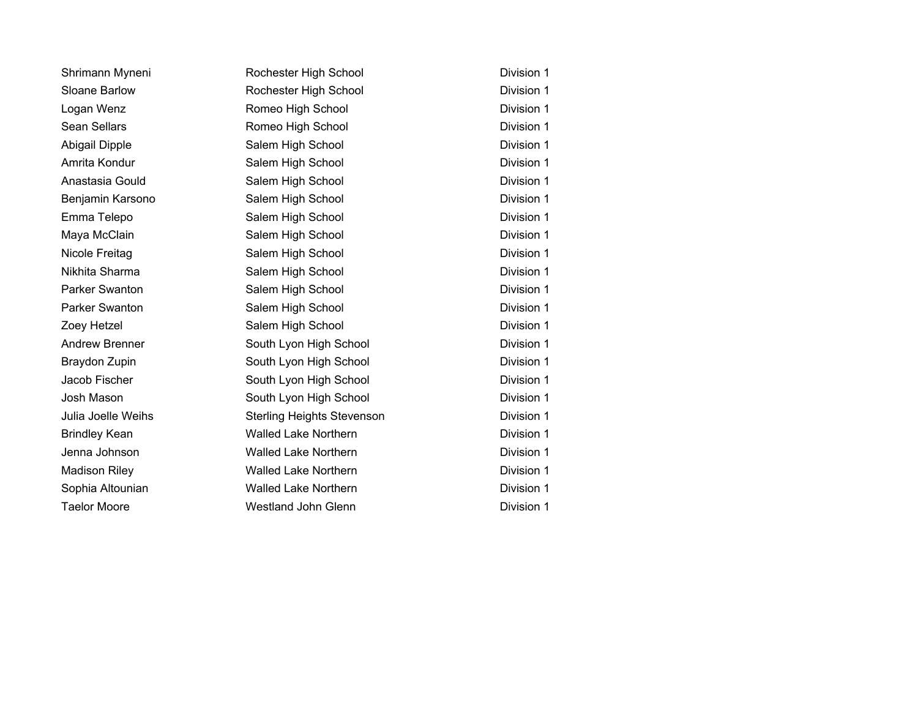| | | |
|---|---|---|
| Shrimann Myneni | Rochester High School | Division 1 |
| Sloane Barlow | Rochester High School | Division 1 |
| Logan Wenz | Romeo High School | Division 1 |
| Sean Sellars | Romeo High School | Division 1 |
| Abigail Dipple | Salem High School | Division 1 |
| Amrita Kondur | Salem High School | Division 1 |
| Anastasia Gould | Salem High School | Division 1 |
| Benjamin Karsono | Salem High School | Division 1 |
| Emma Telepo | Salem High School | Division 1 |
| Maya McClain | Salem High School | Division 1 |
| Nicole Freitag | Salem High School | Division 1 |
| Nikhita Sharma | Salem High School | Division 1 |
| Parker Swanton | Salem High School | Division 1 |
| Parker Swanton | Salem High School | Division 1 |
| Zoey Hetzel | Salem High School | Division 1 |
| Andrew Brenner | South Lyon High School | Division 1 |
| Braydon Zupin | South Lyon High School | Division 1 |
| Jacob Fischer | South Lyon High School | Division 1 |
| Josh Mason | South Lyon High School | Division 1 |
| Julia Joelle Weihs | Sterling Heights Stevenson | Division 1 |
| Brindley Kean | Walled Lake Northern | Division 1 |
| Jenna Johnson | Walled Lake Northern | Division 1 |
| Madison Riley | Walled Lake Northern | Division 1 |
| Sophia Altounian | Walled Lake Northern | Division 1 |
| Taelor Moore | Westland John Glenn | Division 1 |